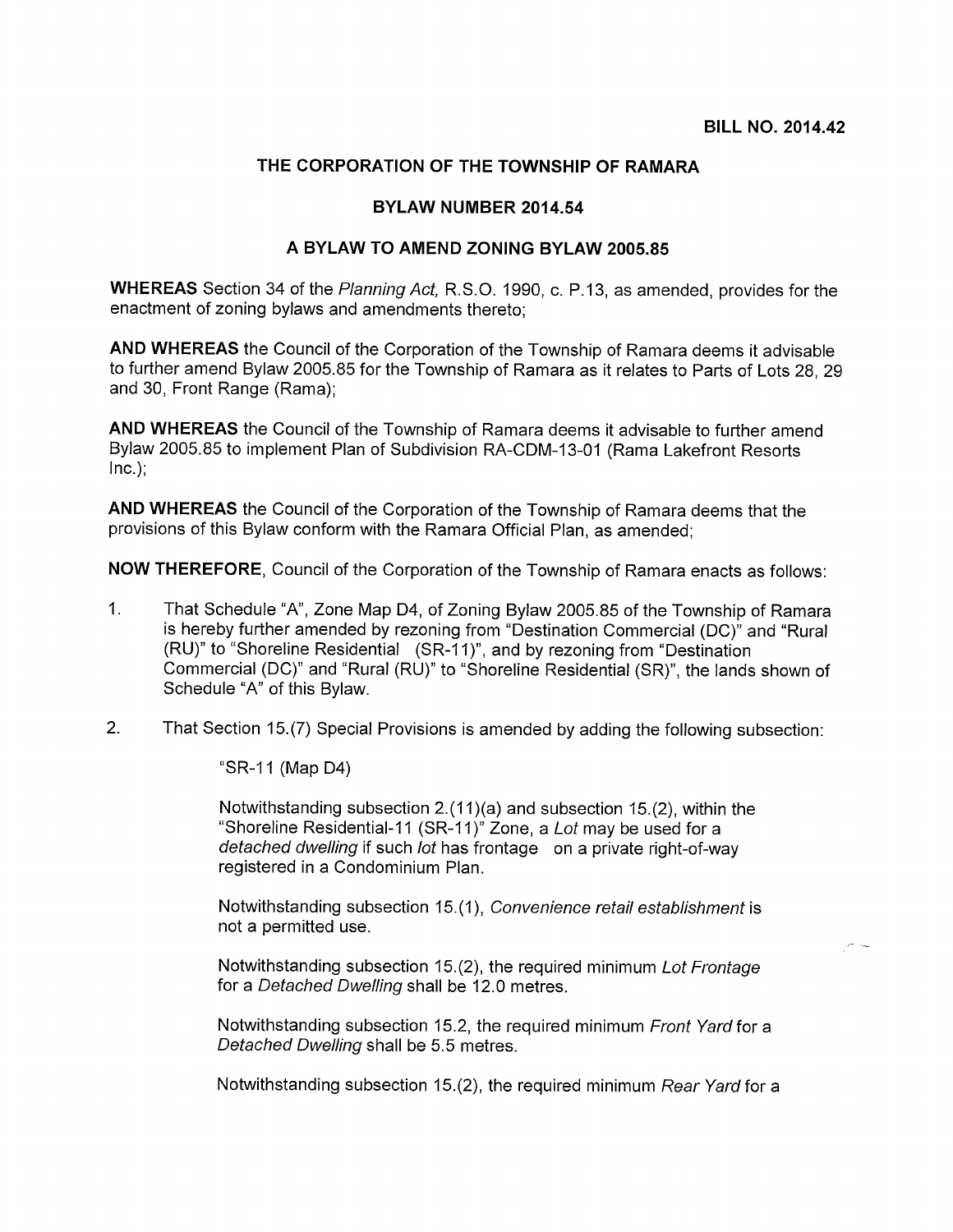**BILL NO. 2014.42**

# THE CORPORATION OF THE TOWNSHIP OF RAMARA

## BYLAW NUMBER 2014.54

## A BYLAW TO AMEND ZONING BYLAW 2005.85

**WHEREAS** Section 34 of the *Planning Act,* R.S.O. 1990, c. P.13, as amended, provides for the enactment of zoning bylaws and amendments thereto;

**AND WHEREAS** the Council of the Corporation of the Township of Ramara deems it advisable to further amend Bylaw 2005.85 for the Township of Ramara as it relates to Parts of Lots 28, 29 and 30, Front Range (Rama);

**AND WHEREAS** the Council of the Township of Ramara deems it advisable to further amend Bylaw 2005.85 to implement Plan of Subdivision RA-CDM-13-01 (Rama Lakefront Resorts Inc.);

**AND WHEREAS** the Council of the Corporation of the Township of Ramara deems that the provisions of this Bylaw conform with the Ramara Official Plan, as amended;

**NOW THEREFORE**, Council of the Corporation of the Township of Ramara enacts as follows:

1. That Schedule "A", Zone Map D4, of Zoning Bylaw 2005.85 of the Township of Ramara is hereby further amended by rezoning from "Destination Commercial (DC)" and "Rural (RU)" to "Shoreline Residential (SR-11)", and by rezoning from "Destination Commercial (DC)" and "Rural (RU)" to "Shoreline Residential (SR)", the lands shown of Schedule "A" of this Bylaw.

2. That Section 15.(7) Special Provisions is amended by adding the following subsection:

   "SR-11 (Map D4)

   Notwithstanding subsection 2.(11)(a) and subsection 15.(2), within the "Shoreline Residential-11 (SR-11)" Zone, a *Lot* may be used for a *detached dwelling* if such *lot* has frontage on a private right-of-way registered in a Condominium Plan.

   Notwithstanding subsection 15.(1), *Convenience retail establishment* is not a permitted use.

   Notwithstanding subsection 15.(2), the required minimum *Lot Frontage* for a *Detached Dwelling* shall be 12.0 metres.

   Notwithstanding subsection 15.2, the required minimum *Front Yard* for a *Detached Dwelling* shall be 5.5 metres.

   Notwithstanding subsection 15.(2), the required minimum *Rear Yard* for a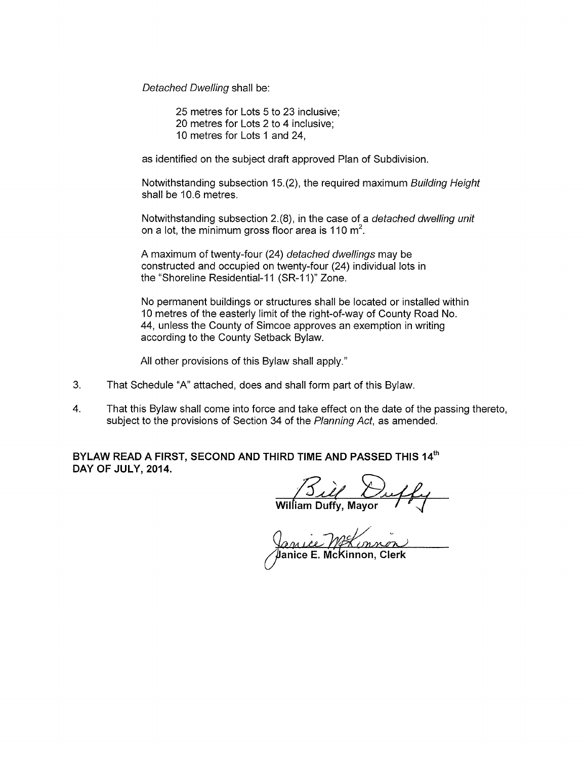*Detached Dwelling* shall be:

25 metres for Lots 5 to 23 inclusive;
20 metres for Lots 2 to 4 inclusive;
10 metres for Lots 1 and 24,

as identified on the subject draft approved Plan of Subdivision.

Notwithstanding subsection 15.(2), the required maximum *Building Height* shall be 10.6 metres.

Notwithstanding subsection 2.(8), in the case of a *detached dwelling unit* on a lot, the minimum gross floor area is 110 $m^2$.

A maximum of twenty-four (24) *detached dwellings* may be constructed and occupied on twenty-four (24) individual lots in the "Shoreline Residential-11 (SR-11)" Zone.

No permanent buildings or structures shall be located or installed within 10 metres of the easterly limit of the right-of-way of County Road No. 44, unless the County of Simcoe approves an exemption in writing according to the County Setback Bylaw.

All other provisions of this Bylaw shall apply."

3. That Schedule "A" attached, does and shall form part of this Bylaw.

4. That this Bylaw shall come into force and take effect on the date of the passing thereto, subject to the provisions of Section 34 of the *Planning Act*, as amended.

**BYLAW READ A FIRST, SECOND AND THIRD TIME AND PASSED THIS 14th DAY OF JULY, 2014.**

**William Duffy, Mayor**

**Janice E. McKinnon, Clerk**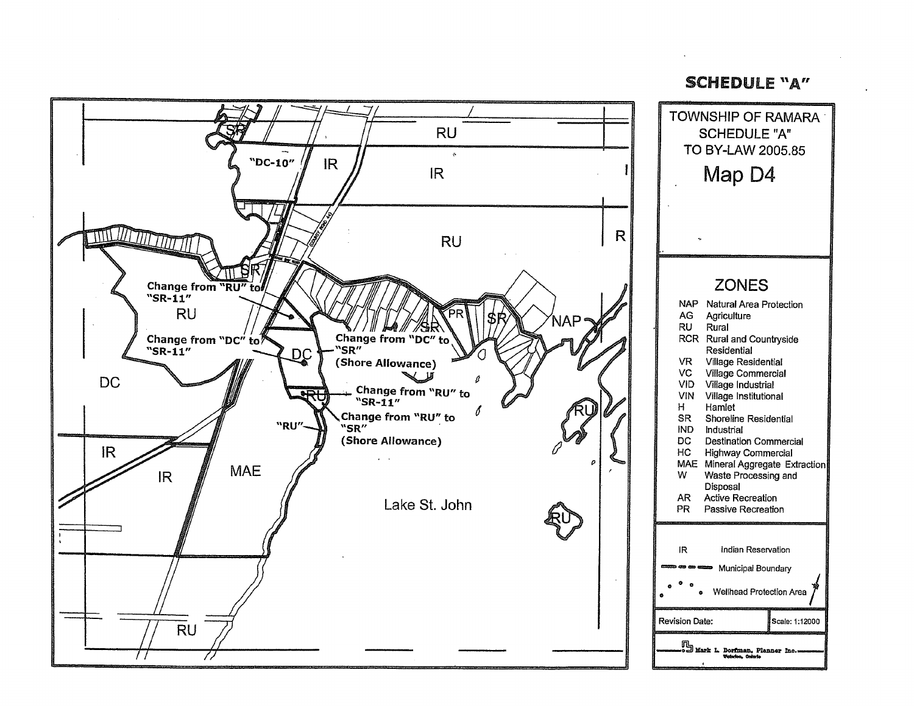# SCHEDULE "A"

TOWNSHIP OF RAMARA
SCHEDULE "A"
TO BY-LAW 2005.85

## Map D4

RU

SR

"DC-10"

IR

IR

RU

R

SR

Change from "RU" to "SR-11"

RU

Change from "DC" to "SR-11"

DC

Change from "DC" to "SR" (Shore Allowance)

PR

SR

SR

NAP

DC

RU

Change from "RU" to "SR-11"

"RU"

Change from "RU" to "SR" (Shore Allowance)

RU

IR

IR

MAE

Lake St. John

RU

RU

### ZONES

NAP Natural Area Protection
AG Agriculture
RU Rural
RCR Rural and Countryside Residential
VR Village Residential
VC Village Commercial
VID Village Industrial
VIN Village Institutional
H Hamlet
SR Shoreline Residential
IND Industrial
DC Destination Commercial
HC Highway Commercial
MAE Mineral Aggregate Extraction
W Waste Processing and Disposal
AR Active Recreation
PR Passive Recreation

IR Indian Reservation

Municipal Boundary

Wellhead Protection Area

Revision Date:

Scale: 1:12000

Mark L. Dorfman, Planner Inc.
Waterloo, Ontario